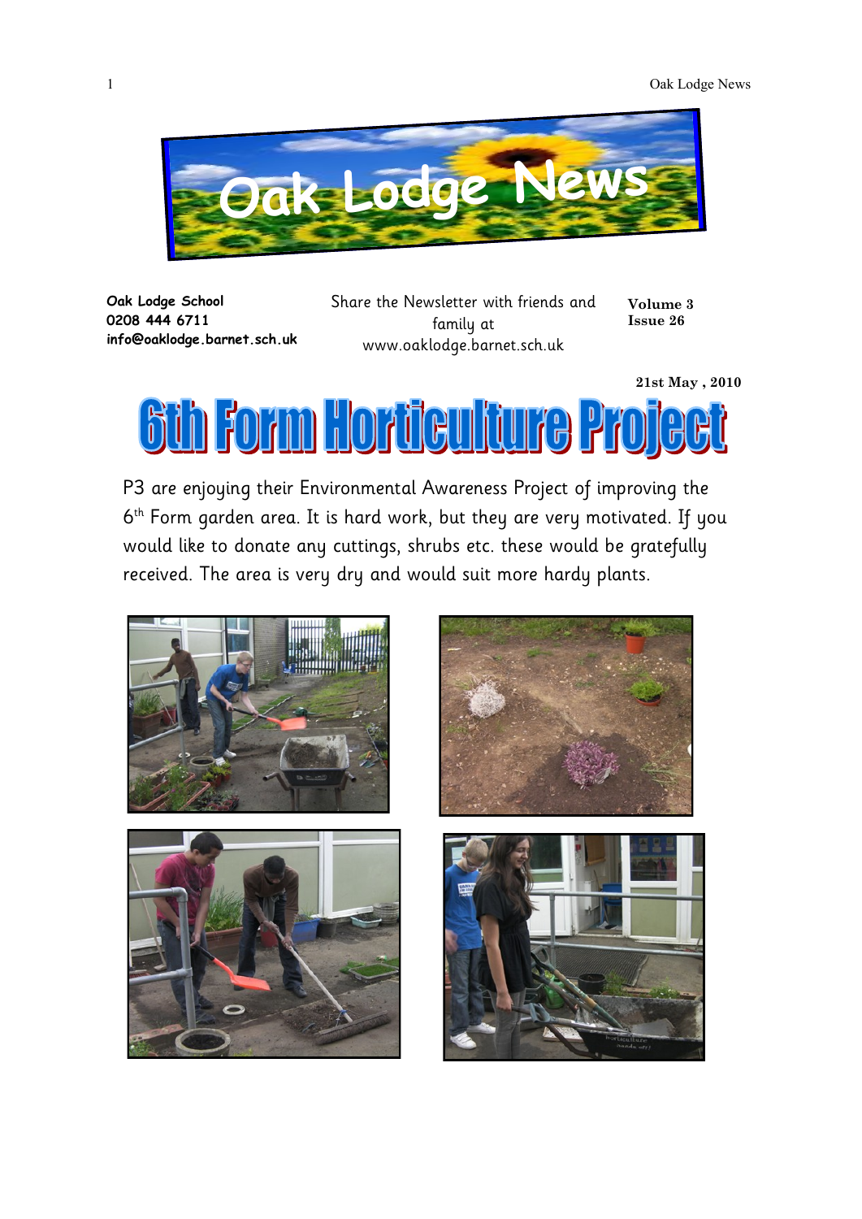# Oak Lodge News

**Oak Lodge School**
**0208 444 6711**
**info@oaklodge.barnet.sch.uk**

Share the Newsletter with friends and family at www.oaklodge.barnet.sch.uk

**Volume 3**
**Issue 26**

**21st May , 2010**

## 6th Form Horticulture Project

P3 are enjoying their Environmental Awareness Project of improving the 6th Form garden area. It is hard work, but they are very motivated. If you would like to donate any cuttings, shrubs etc. these would be gratefully received. The area is very dry and would suit more hardy plants.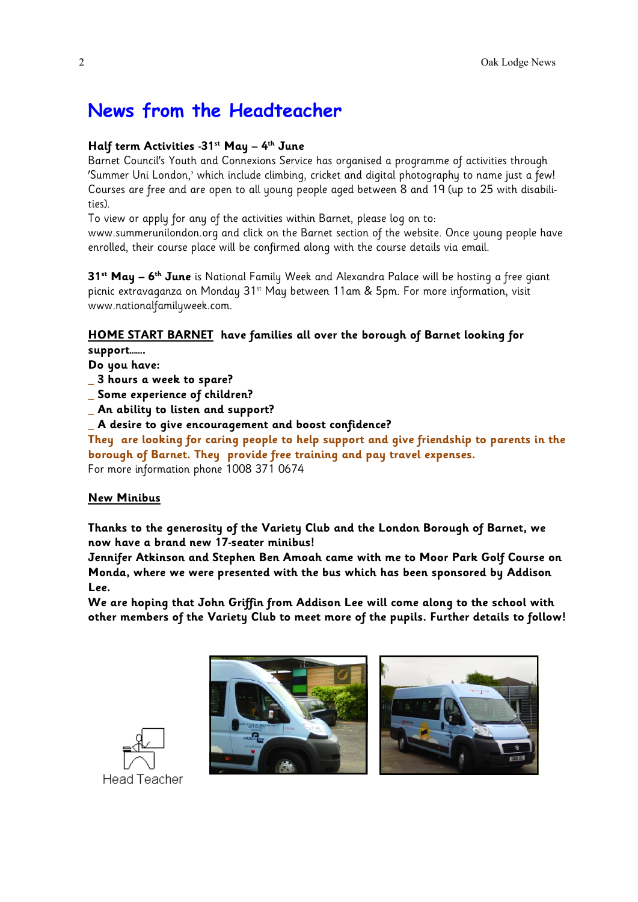# News from the Headteacher

**Half term Activities -31st May – 4th June**

Barnet Council's Youth and Connexions Service has organised a programme of activities through 'Summer Uni London,' which include climbing, cricket and digital photography to name just a few! Courses are free and are open to all young people aged between 8 and 19 (up to 25 with disabilities).

To view or apply for any of the activities within Barnet, please log on to:
www.summerunilondon.org and click on the Barnet section of the website. Once young people have enrolled, their course place will be confirmed along with the course details via email.

**31st May – 6th June** is National Family Week and Alexandra Palace will be hosting a free giant picnic extravaganza on Monday 31st May between 11am & 5pm. For more information, visit www.nationalfamilyweek.com.

**HOME START BARNET have families all over the borough of Barnet looking for support.......**

**Do you have:**

- **3 hours a week to spare?**
- **Some experience of children?**
- **An ability to listen and support?**
- **A desire to give encouragement and boost confidence?**

**They are looking for caring people to help support and give friendship to parents in the borough of Barnet. They provide free training and pay travel expenses.**

For more information phone 1008 371 0674

**New Minibus**

**Thanks to the generosity of the Variety Club and the London Borough of Barnet, we now have a brand new 17-seater minibus!**

**Jennifer Atkinson and Stephen Ben Amoah came with me to Moor Park Golf Course on Monda, where we were presented with the bus which has been sponsored by Addison Lee.**

**We are hoping that John Griffin from Addison Lee will come along to the school with other members of the Variety Club to meet more of the pupils. Further details to follow!**

Head Teacher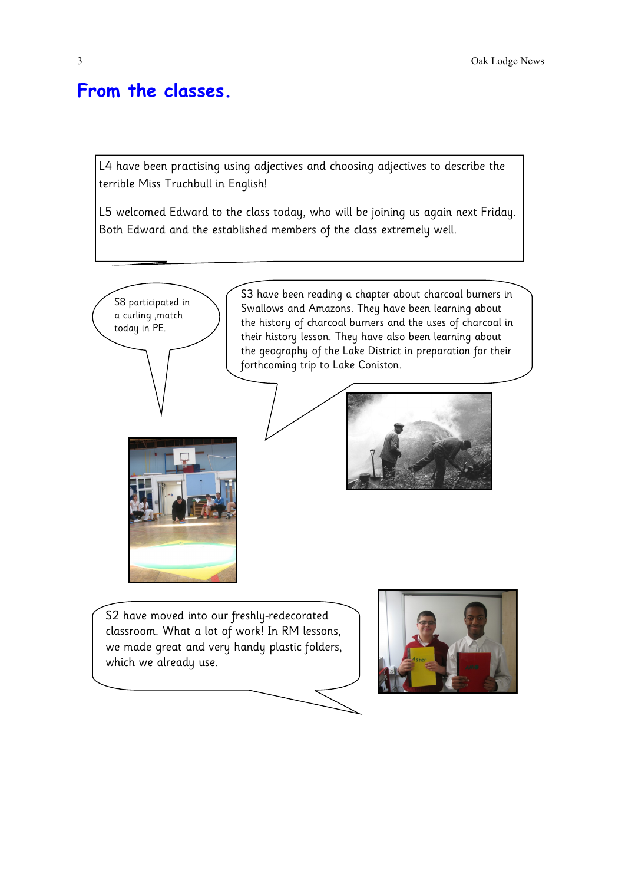# From the classes.

L4 have been practising using adjectives and choosing adjectives to describe the terrible Miss Truchbull in English!

L5 welcomed Edward to the class today, who will be joining us again next Friday. Both Edward and the established members of the class extremely well.

S8 participated in a curling ,match today in PE.

S3 have been reading a chapter about charcoal burners in Swallows and Amazons. They have been learning about the history of charcoal burners and the uses of charcoal in their history lesson. They have also been learning about the geography of the Lake District in preparation for their forthcoming trip to Lake Coniston.

S2 have moved into our freshly-redecorated classroom. What a lot of work! In RM lessons, we made great and very handy plastic folders, which we already use.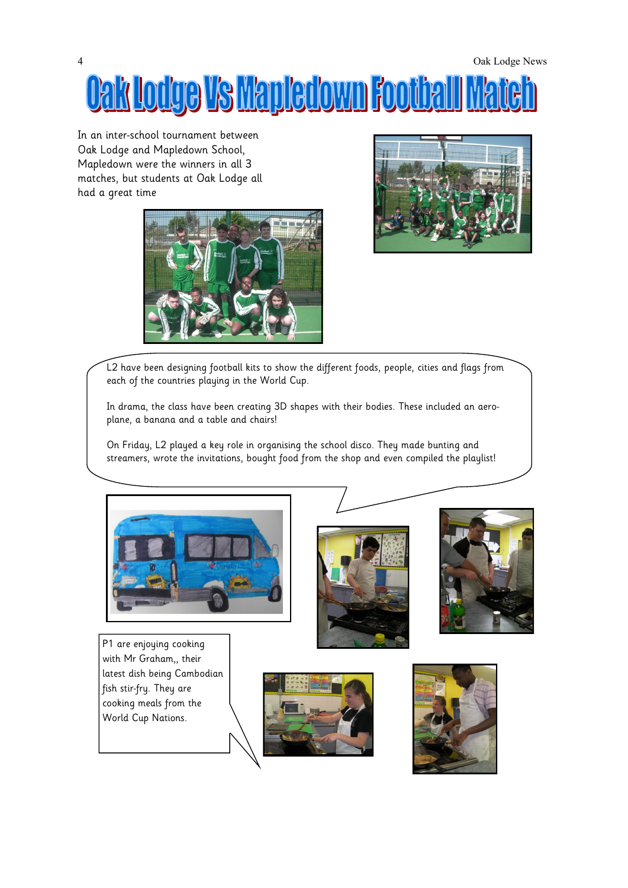# Oak Lodge Vs Mapledown Football Match

In an inter-school tournament between Oak Lodge and Mapledown School, Mapledown were the winners in all 3 matches, but students at Oak Lodge all had a great time

L2 have been designing football kits to show the different foods, people, cities and flags from each of the countries playing in the World Cup.

In drama, the class have been creating 3D shapes with their bodies. These included an aero-plane, a banana and a table and chairs!

On Friday, L2 played a key role in organising the school disco. They made bunting and streamers, wrote the invitations, bought food from the shop and even compiled the playlist!

P1 are enjoying cooking with Mr Graham,, their latest dish being Cambodian fish stir-fry. They are cooking meals from the World Cup Nations.